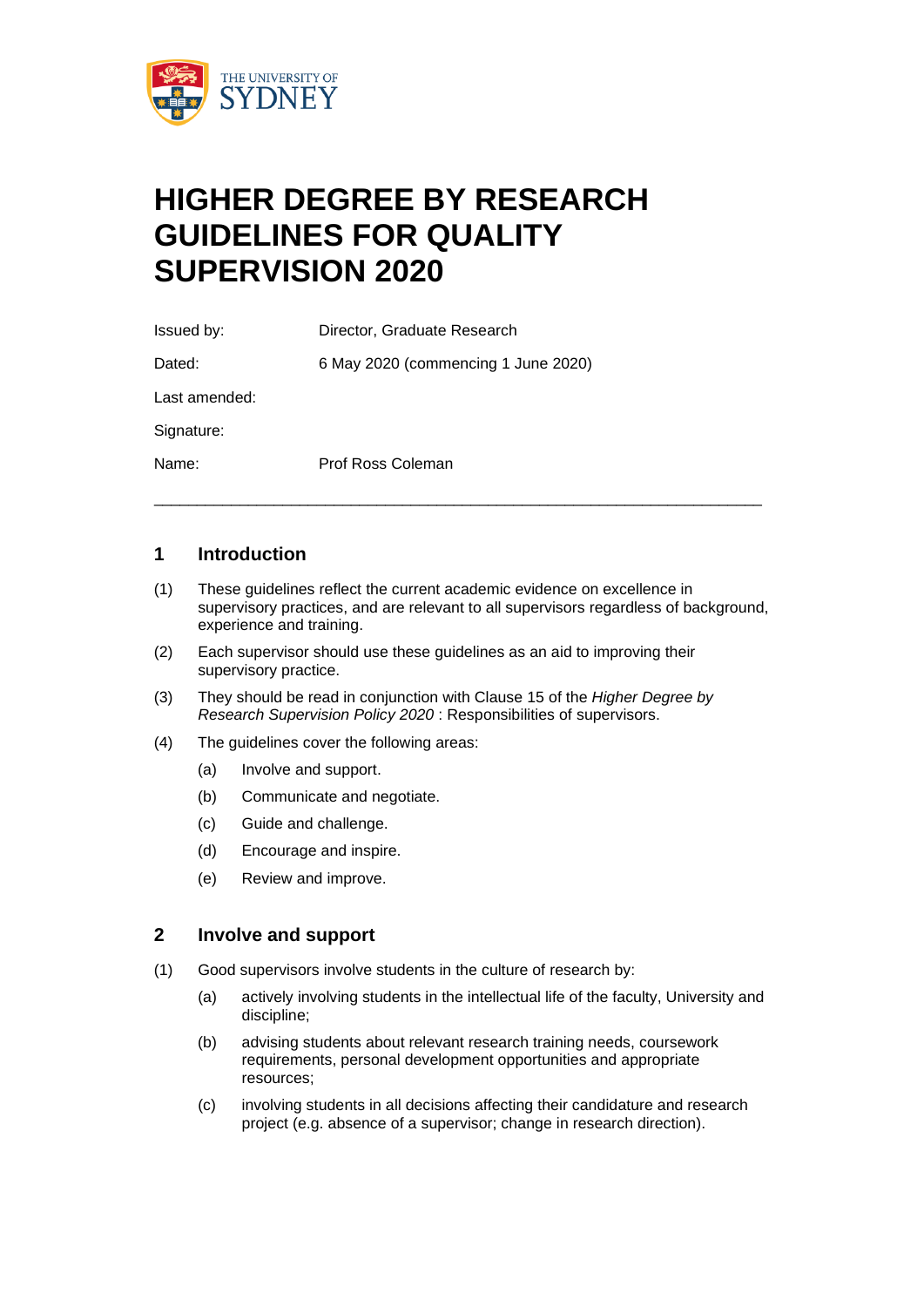# HIGHER DEGREE BY RESEARCH GUIDELINES FOR QUALITY SUPERVISION 2020

| | |
|---|---|
| Issued by: | Director, Graduate Research |
| Dated: | 6 May 2020 (commencing 1 June 2020) |
| Last amended: | |
| Signature: | |
| Name: | Prof Ross Coleman |

---

## 1 Introduction

(1) These guidelines reflect the current academic evidence on excellence in supervisory practices, and are relevant to all supervisors regardless of background, experience and training.

(2) Each supervisor should use these guidelines as an aid to improving their supervisory practice.

(3) They should be read in conjunction with Clause 15 of the *Higher Degree by Research Supervision Policy 2020* : Responsibilities of supervisors.

(4) The guidelines cover the following areas:

- (a) Involve and support.
- (b) Communicate and negotiate.
- (c) Guide and challenge.
- (d) Encourage and inspire.
- (e) Review and improve.

## 2 Involve and support

(1) Good supervisors involve students in the culture of research by:

- (a) actively involving students in the intellectual life of the faculty, University and discipline;
- (b) advising students about relevant research training needs, coursework requirements, personal development opportunities and appropriate resources;
- (c) involving students in all decisions affecting their candidature and research project (e.g. absence of a supervisor; change in research direction).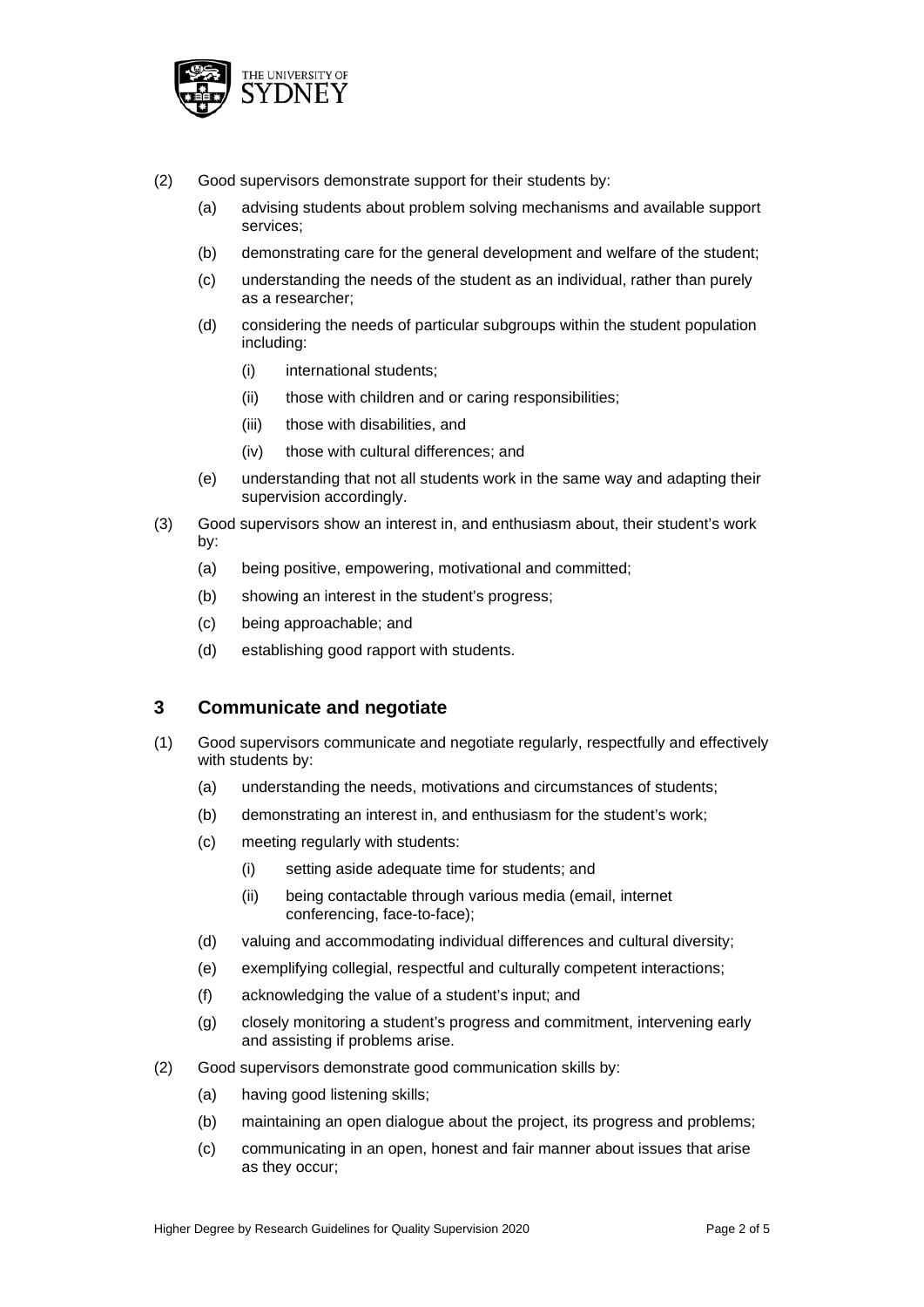(2) Good supervisors demonstrate support for their students by:

(a) advising students about problem solving mechanisms and available support services;

(b) demonstrating care for the general development and welfare of the student;

(c) understanding the needs of the student as an individual, rather than purely as a researcher;

(d) considering the needs of particular subgroups within the student population including:

(i) international students;

(ii) those with children and or caring responsibilities;

(iii) those with disabilities, and

(iv) those with cultural differences; and

(e) understanding that not all students work in the same way and adapting their supervision accordingly.

(3) Good supervisors show an interest in, and enthusiasm about, their student's work by:

(a) being positive, empowering, motivational and committed;

(b) showing an interest in the student's progress;

(c) being approachable; and

(d) establishing good rapport with students.

## 3 Communicate and negotiate

(1) Good supervisors communicate and negotiate regularly, respectfully and effectively with students by:

(a) understanding the needs, motivations and circumstances of students;

(b) demonstrating an interest in, and enthusiasm for the student's work;

(c) meeting regularly with students:

(i) setting aside adequate time for students; and

(ii) being contactable through various media (email, internet conferencing, face-to-face);

(d) valuing and accommodating individual differences and cultural diversity;

(e) exemplifying collegial, respectful and culturally competent interactions;

(f) acknowledging the value of a student's input; and

(g) closely monitoring a student's progress and commitment, intervening early and assisting if problems arise.

(2) Good supervisors demonstrate good communication skills by:

(a) having good listening skills;

(b) maintaining an open dialogue about the project, its progress and problems;

(c) communicating in an open, honest and fair manner about issues that arise as they occur;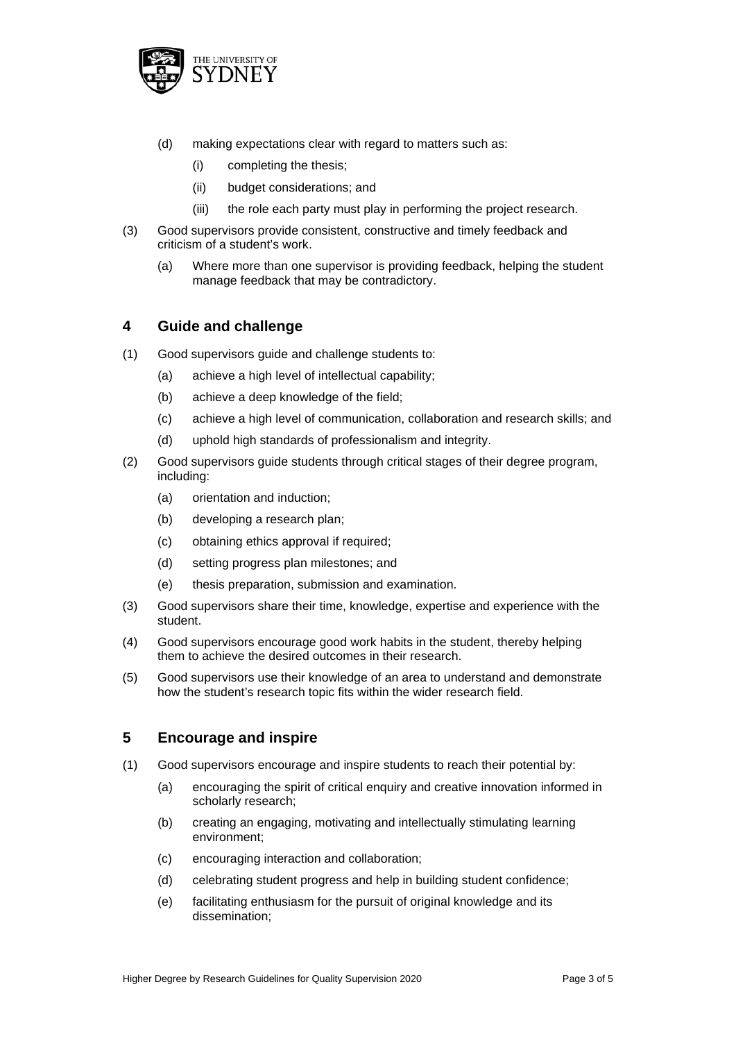(d) making expectations clear with regard to matters such as:

(i) completing the thesis;

(ii) budget considerations; and

(iii) the role each party must play in performing the project research.

(3) Good supervisors provide consistent, constructive and timely feedback and criticism of a student's work.

(a) Where more than one supervisor is providing feedback, helping the student manage feedback that may be contradictory.

## 4 Guide and challenge

(1) Good supervisors guide and challenge students to:

(a) achieve a high level of intellectual capability;

(b) achieve a deep knowledge of the field;

(c) achieve a high level of communication, collaboration and research skills; and

(d) uphold high standards of professionalism and integrity.

(2) Good supervisors guide students through critical stages of their degree program, including:

(a) orientation and induction;

(b) developing a research plan;

(c) obtaining ethics approval if required;

(d) setting progress plan milestones; and

(e) thesis preparation, submission and examination.

(3) Good supervisors share their time, knowledge, expertise and experience with the student.

(4) Good supervisors encourage good work habits in the student, thereby helping them to achieve the desired outcomes in their research.

(5) Good supervisors use their knowledge of an area to understand and demonstrate how the student's research topic fits within the wider research field.

## 5 Encourage and inspire

(1) Good supervisors encourage and inspire students to reach their potential by:

(a) encouraging the spirit of critical enquiry and creative innovation informed in scholarly research;

(b) creating an engaging, motivating and intellectually stimulating learning environment;

(c) encouraging interaction and collaboration;

(d) celebrating student progress and help in building student confidence;

(e) facilitating enthusiasm for the pursuit of original knowledge and its dissemination;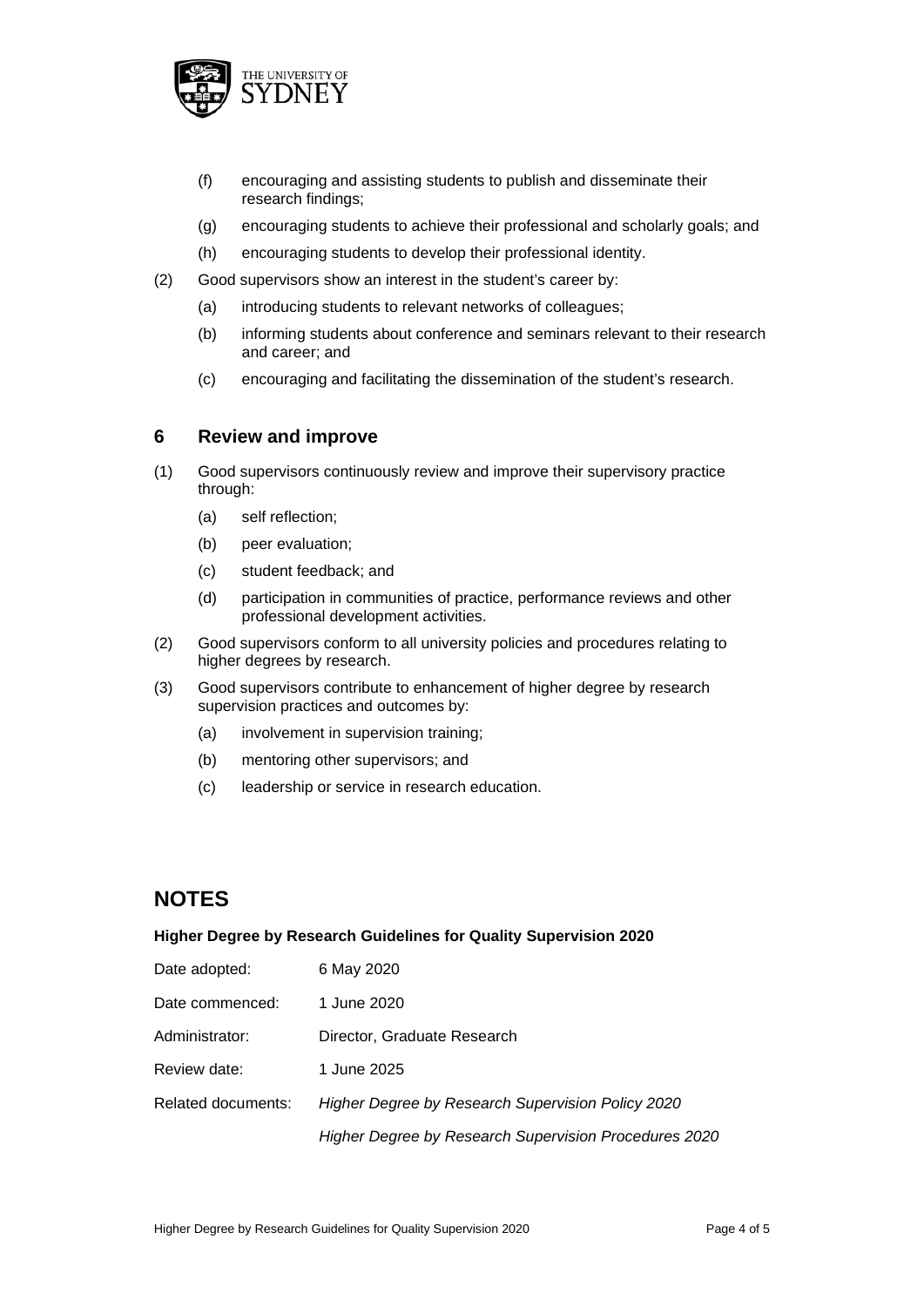(f) encouraging and assisting students to publish and disseminate their research findings;

(g) encouraging students to achieve their professional and scholarly goals; and

(h) encouraging students to develop their professional identity.

(2) Good supervisors show an interest in the student's career by:

(a) introducing students to relevant networks of colleagues;

(b) informing students about conference and seminars relevant to their research and career; and

(c) encouraging and facilitating the dissemination of the student's research.

## 6 Review and improve

(1) Good supervisors continuously review and improve their supervisory practice through:

(a) self reflection;

(b) peer evaluation;

(c) student feedback; and

(d) participation in communities of practice, performance reviews and other professional development activities.

(2) Good supervisors conform to all university policies and procedures relating to higher degrees by research.

(3) Good supervisors contribute to enhancement of higher degree by research supervision practices and outcomes by:

(a) involvement in supervision training;

(b) mentoring other supervisors; and

(c) leadership or service in research education.

# NOTES

**Higher Degree by Research Guidelines for Quality Supervision 2020**

| | |
|---|---|
| Date adopted: | 6 May 2020 |
| Date commenced: | 1 June 2020 |
| Administrator: | Director, Graduate Research |
| Review date: | 1 June 2025 |
| Related documents: | *Higher Degree by Research Supervision Policy 2020* |
| | *Higher Degree by Research Supervision Procedures 2020* |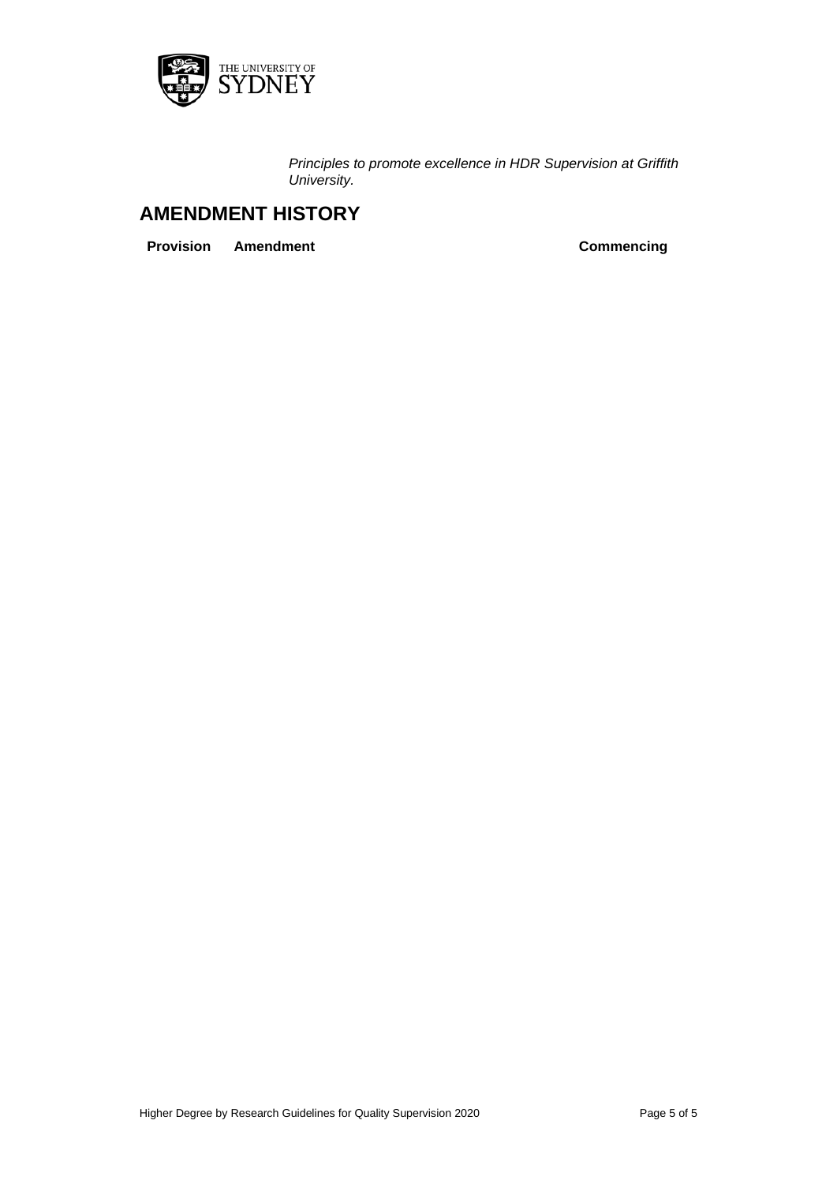*Principles to promote excellence in HDR Supervision at Griffith University.*

## AMENDMENT HISTORY

| Provision | Amendment | Commencing |
| --- | --- | --- |